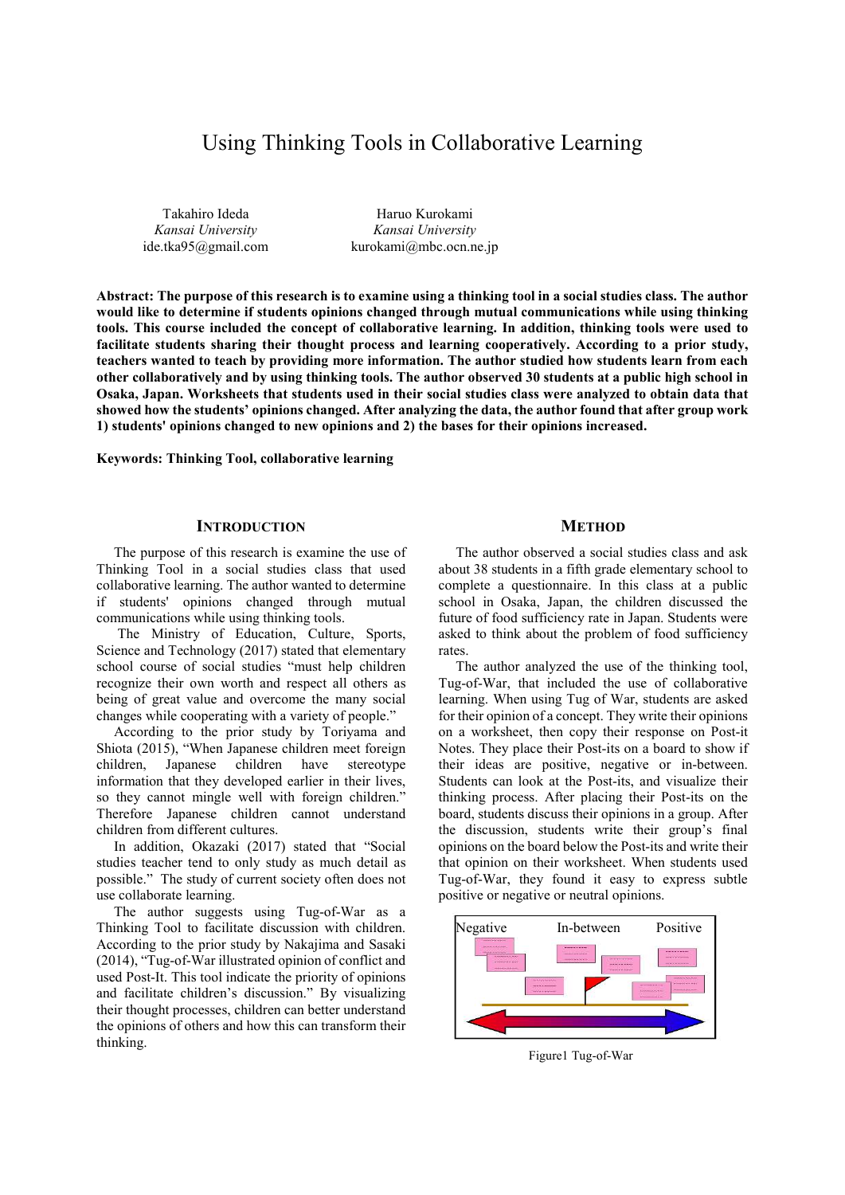# Using Thinking Tools in Collaborative Learning

Takahiro Ideda
*Kansai University*
ide.tka95@gmail.com

Haruo Kurokami
*Kansai University*
kurokami@mbc.ocn.ne.jp

**Abstract: The purpose of this research is to examine using a thinking tool in a social studies class. The author would like to determine if students opinions changed through mutual communications while using thinking tools. This course included the concept of collaborative learning. In addition, thinking tools were used to facilitate students sharing their thought process and learning cooperatively. According to a prior study, teachers wanted to teach by providing more information. The author studied how students learn from each other collaboratively and by using thinking tools. The author observed 30 students at a public high school in Osaka, Japan. Worksheets that students used in their social studies class were analyzed to obtain data that showed how the students' opinions changed. After analyzing the data, the author found that after group work 1) students' opinions changed to new opinions and 2) the bases for their opinions increased.**

**Keywords: Thinking Tool, collaborative learning**

## INTRODUCTION

The purpose of this research is examine the use of Thinking Tool in a social studies class that used collaborative learning. The author wanted to determine if students' opinions changed through mutual communications while using thinking tools.

The Ministry of Education, Culture, Sports, Science and Technology (2017) stated that elementary school course of social studies "must help children recognize their own worth and respect all others as being of great value and overcome the many social changes while cooperating with a variety of people."

According to the prior study by Toriyama and Shiota (2015), "When Japanese children meet foreign children, Japanese children have stereotype information that they developed earlier in their lives, so they cannot mingle well with foreign children." Therefore Japanese children cannot understand children from different cultures.

In addition, Okazaki (2017) stated that "Social studies teacher tend to only study as much detail as possible." The study of current society often does not use collaborate learning.

The author suggests using Tug-of-War as a Thinking Tool to facilitate discussion with children. According to the prior study by Nakajima and Sasaki (2014), "Tug-of-War illustrated opinion of conflict and used Post-It. This tool indicate the priority of opinions and facilitate children's discussion." By visualizing their thought processes, children can better understand the opinions of others and how this can transform their thinking.

## METHOD

The author observed a social studies class and ask about 38 students in a fifth grade elementary school to complete a questionnaire. In this class at a public school in Osaka, Japan, the children discussed the future of food sufficiency rate in Japan. Students were asked to think about the problem of food sufficiency rates.

The author analyzed the use of the thinking tool, Tug-of-War, that included the use of collaborative learning. When using Tug of War, students are asked for their opinion of a concept. They write their opinions on a worksheet, then copy their response on Post-it Notes. They place their Post-its on a board to show if their ideas are positive, negative or in-between. Students can look at the Post-its, and visualize their thinking process. After placing their Post-its on the board, students discuss their opinions in a group. After the discussion, students write their group's final opinions on the board below the Post-its and write their that opinion on their worksheet. When students used Tug-of-War, they found it easy to express subtle positive or negative or neutral opinions.

Negative | In-between | Positive

Figure1 Tug-of-War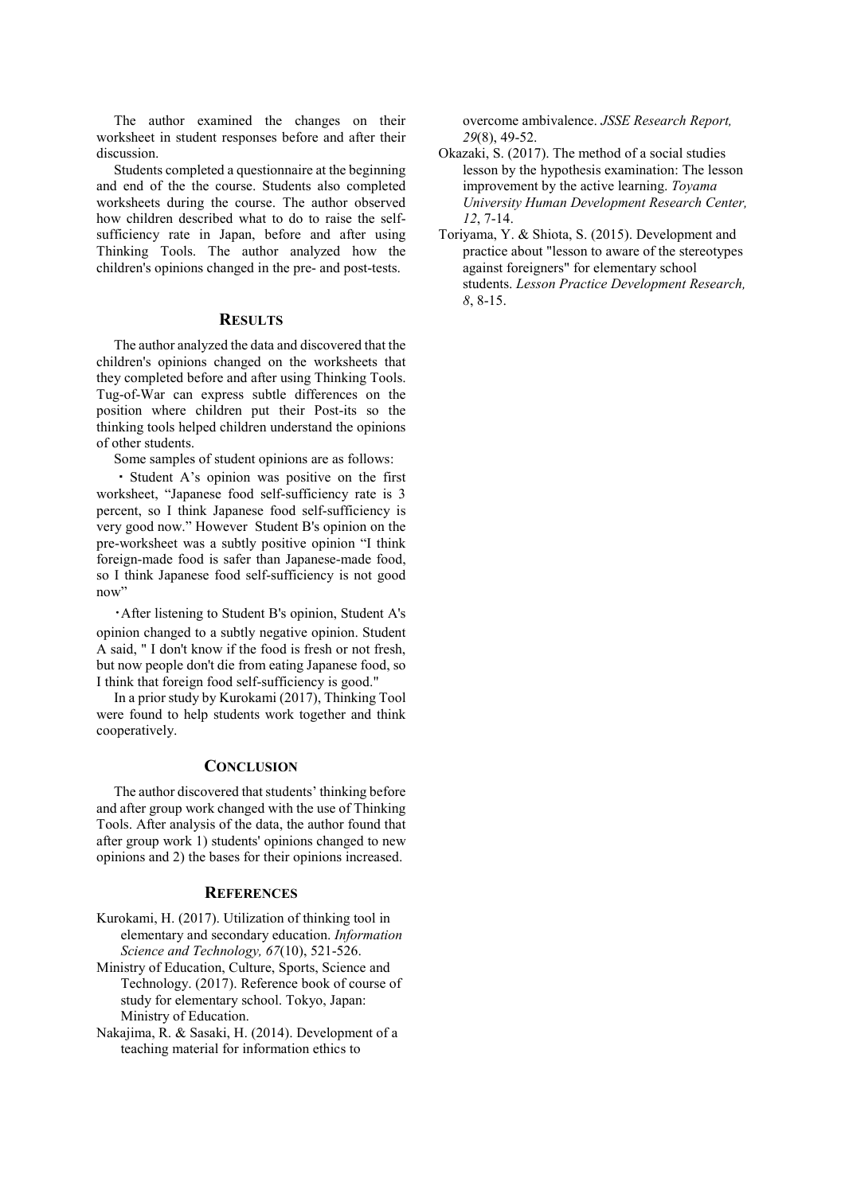The author examined the changes on their worksheet in student responses before and after their discussion.

Students completed a questionnaire at the beginning and end of the the course. Students also completed worksheets during the course. The author observed how children described what to do to raise the self-sufficiency rate in Japan, before and after using Thinking Tools. The author analyzed how the children's opinions changed in the pre- and post-tests.

## Results

The author analyzed the data and discovered that the children's opinions changed on the worksheets that they completed before and after using Thinking Tools. Tug-of-War can express subtle differences on the position where children put their Post-its so the thinking tools helped children understand the opinions of other students.

Some samples of student opinions are as follows:

・Student A’s opinion was positive on the first worksheet, “Japanese food self-sufficiency rate is 3 percent, so I think Japanese food self-sufficiency is very good now.” However Student B's opinion on the pre-worksheet was a subtly positive opinion “I think foreign-made food is safer than Japanese-made food, so I think Japanese food self-sufficiency is not good now”

・After listening to Student B's opinion, Student A's opinion changed to a subtly negative opinion. Student A said, " I don't know if the food is fresh or not fresh, but now people don't die from eating Japanese food, so I think that foreign food self-sufficiency is good."

In a prior study by Kurokami (2017), Thinking Tool were found to help students work together and think cooperatively.

## Conclusion

The author discovered that students’ thinking before and after group work changed with the use of Thinking Tools. After analysis of the data, the author found that after group work 1) students' opinions changed to new opinions and 2) the bases for their opinions increased.

## References

Kurokami, H. (2017). Utilization of thinking tool in elementary and secondary education. *Information Science and Technology, 67*(10), 521-526.

Ministry of Education, Culture, Sports, Science and Technology. (2017). Reference book of course of study for elementary school. Tokyo, Japan: Ministry of Education.

Nakajima, R. & Sasaki, H. (2014). Development of a teaching material for information ethics to overcome ambivalence. *JSSE Research Report, 29*(8), 49-52.

Okazaki, S. (2017). The method of a social studies lesson by the hypothesis examination: The lesson improvement by the active learning. *Toyama University Human Development Research Center, 12*, 7-14.

Toriyama, Y. & Shiota, S. (2015). Development and practice about "lesson to aware of the stereotypes against foreigners" for elementary school students. *Lesson Practice Development Research, 8*, 8-15.